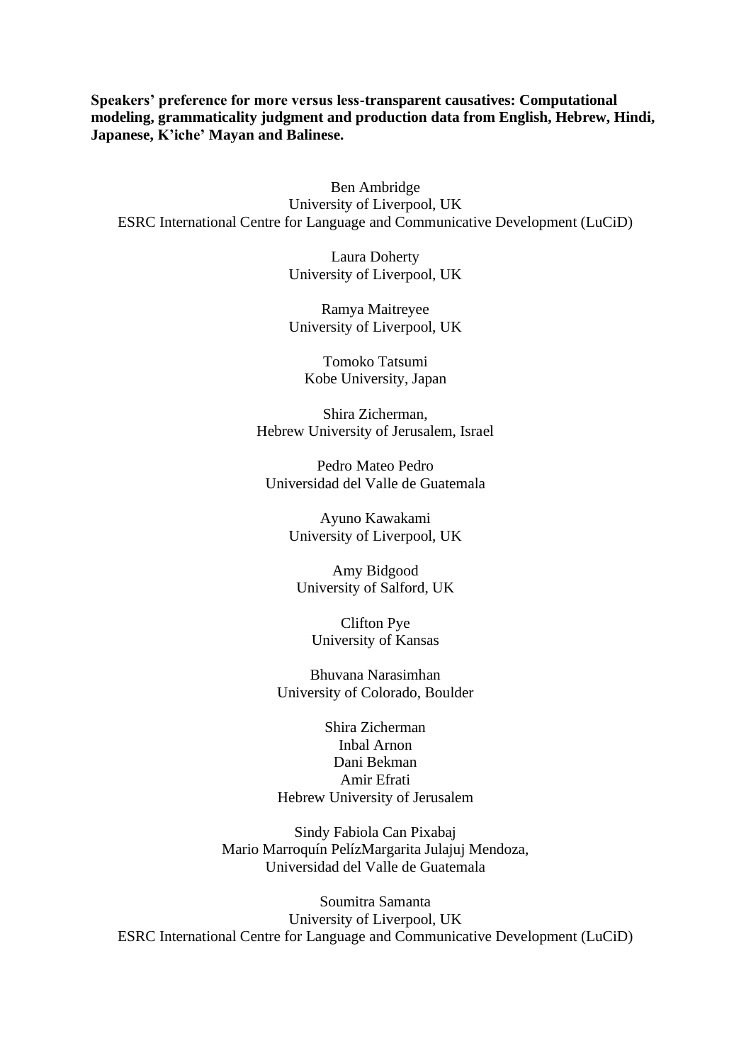**Speakers' preference for more versus less-transparent causatives: Computational modeling, grammaticality judgment and production data from English, Hebrew, Hindi, Japanese, K'iche' Mayan and Balinese.**

Ben Ambridge
University of Liverpool, UK
ESRC International Centre for Language and Communicative Development (LuCiD)

Laura Doherty
University of Liverpool, UK

Ramya Maitreyee
University of Liverpool, UK

Tomoko Tatsumi
Kobe University, Japan

Shira Zicherman,
Hebrew University of Jerusalem, Israel

Pedro Mateo Pedro
Universidad del Valle de Guatemala

Ayuno Kawakami
University of Liverpool, UK

Amy Bidgood
University of Salford, UK

Clifton Pye
University of Kansas

Bhuvana Narasimhan
University of Colorado, Boulder

Shira Zicherman
Inbal Arnon
Dani Bekman
Amir Efrati
Hebrew University of Jerusalem

Sindy Fabiola Can Pixabaj
Mario Marroquín PelízMargarita Julajuj Mendoza,
Universidad del Valle de Guatemala

Soumitra Samanta
University of Liverpool, UK
ESRC International Centre for Language and Communicative Development (LuCiD)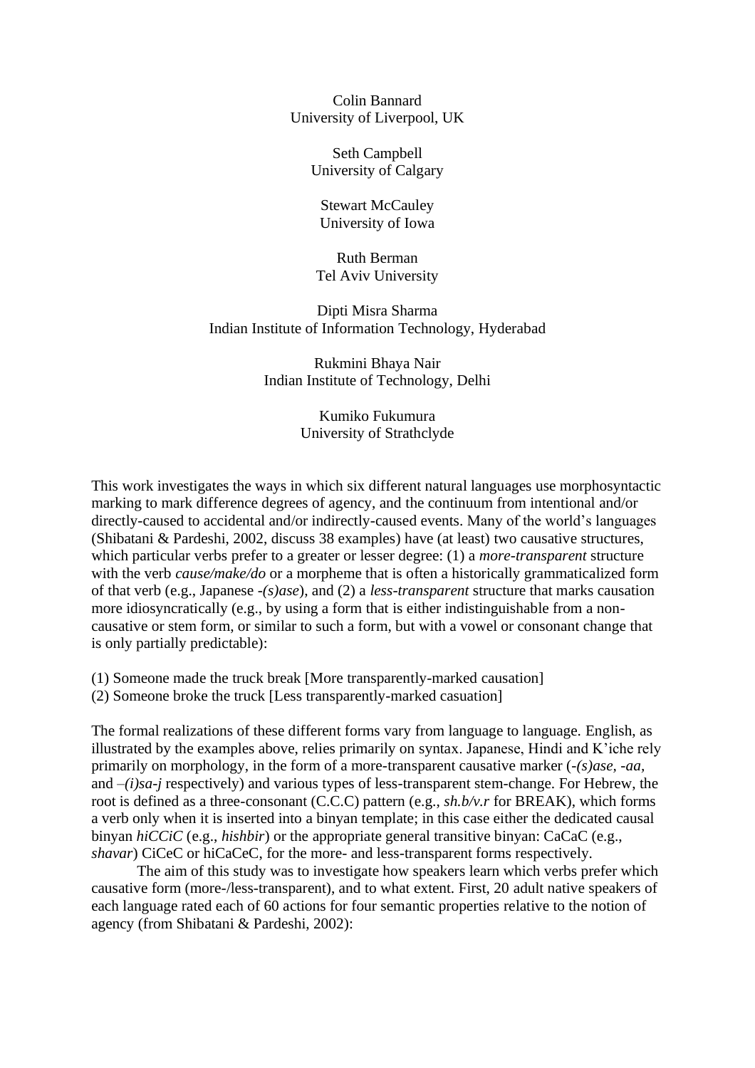Colin Bannard
University of Liverpool, UK

Seth Campbell
University of Calgary

Stewart McCauley
University of Iowa

Ruth Berman
Tel Aviv University

Dipti Misra Sharma
Indian Institute of Information Technology, Hyderabad

Rukmini Bhaya Nair
Indian Institute of Technology, Delhi

Kumiko Fukumura
University of Strathclyde

This work investigates the ways in which six different natural languages use morphosyntactic marking to mark difference degrees of agency, and the continuum from intentional and/or directly-caused to accidental and/or indirectly-caused events. Many of the world's languages (Shibatani & Pardeshi, 2002, discuss 38 examples) have (at least) two causative structures, which particular verbs prefer to a greater or lesser degree: (1) a *more-transparent* structure with the verb *cause/make/do* or a morpheme that is often a historically grammaticalized form of that verb (e.g., Japanese *-(s)ase*), and (2) a *less-transparent* structure that marks causation more idiosyncratically (e.g., by using a form that is either indistinguishable from a non-causative or stem form, or similar to such a form, but with a vowel or consonant change that is only partially predictable):

(1) Someone made the truck break [More transparently-marked causation]
(2) Someone broke the truck [Less transparently-marked casuation]

The formal realizations of these different forms vary from language to language. English, as illustrated by the examples above, relies primarily on syntax. Japanese, Hindi and K'iche rely primarily on morphology, in the form of a more-transparent causative marker (*-(s)ase, -aa,* and *–(i)sa-j* respectively) and various types of less-transparent stem-change. For Hebrew, the root is defined as a three-consonant (C.C.C) pattern (e.g., *sh.b/v.r* for BREAK), which forms a verb only when it is inserted into a binyan template; in this case either the dedicated causal binyan *hiCCiC* (e.g., *hishbir*) or the appropriate general transitive binyan: CaCaC (e.g., *shavar*) CiCeC or hiCaCeC, for the more- and less-transparent forms respectively.

The aim of this study was to investigate how speakers learn which verbs prefer which causative form (more-/less-transparent), and to what extent. First, 20 adult native speakers of each language rated each of 60 actions for four semantic properties relative to the notion of agency (from Shibatani & Pardeshi, 2002):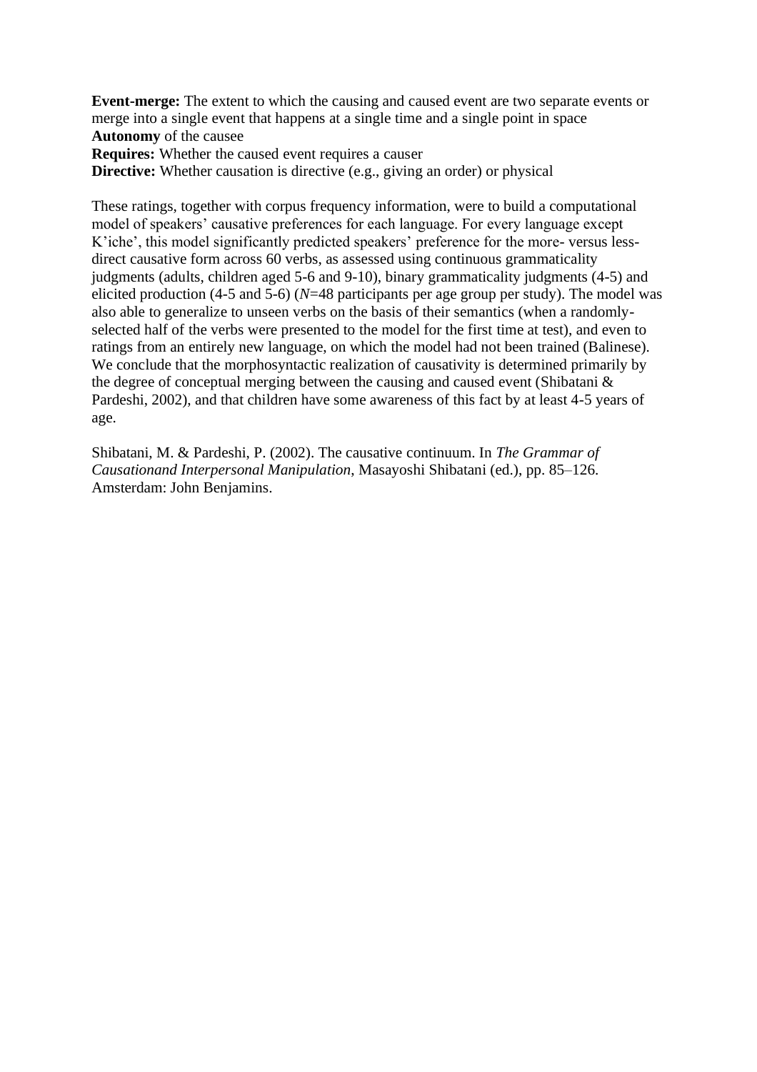**Event-merge:** The extent to which the causing and caused event are two separate events or merge into a single event that happens at a single time and a single point in space
**Autonomy** of the causee
**Requires:** Whether the caused event requires a causer
**Directive:** Whether causation is directive (e.g., giving an order) or physical

These ratings, together with corpus frequency information, were to build a computational model of speakers' causative preferences for each language. For every language except K'iche', this model significantly predicted speakers' preference for the more- versus less-direct causative form across 60 verbs, as assessed using continuous grammaticality judgments (adults, children aged 5-6 and 9-10), binary grammaticality judgments (4-5) and elicited production (4-5 and 5-6) ($N$=48 participants per age group per study). The model was also able to generalize to unseen verbs on the basis of their semantics (when a randomly-selected half of the verbs were presented to the model for the first time at test), and even to ratings from an entirely new language, on which the model had not been trained (Balinese). We conclude that the morphosyntactic realization of causativity is determined primarily by the degree of conceptual merging between the causing and caused event (Shibatani & Pardeshi, 2002), and that children have some awareness of this fact by at least 4-5 years of age.

Shibatani, M. & Pardeshi, P. (2002). The causative continuum. In *The Grammar of Causationand Interpersonal Manipulation*, Masayoshi Shibatani (ed.), pp. 85–126. Amsterdam: John Benjamins.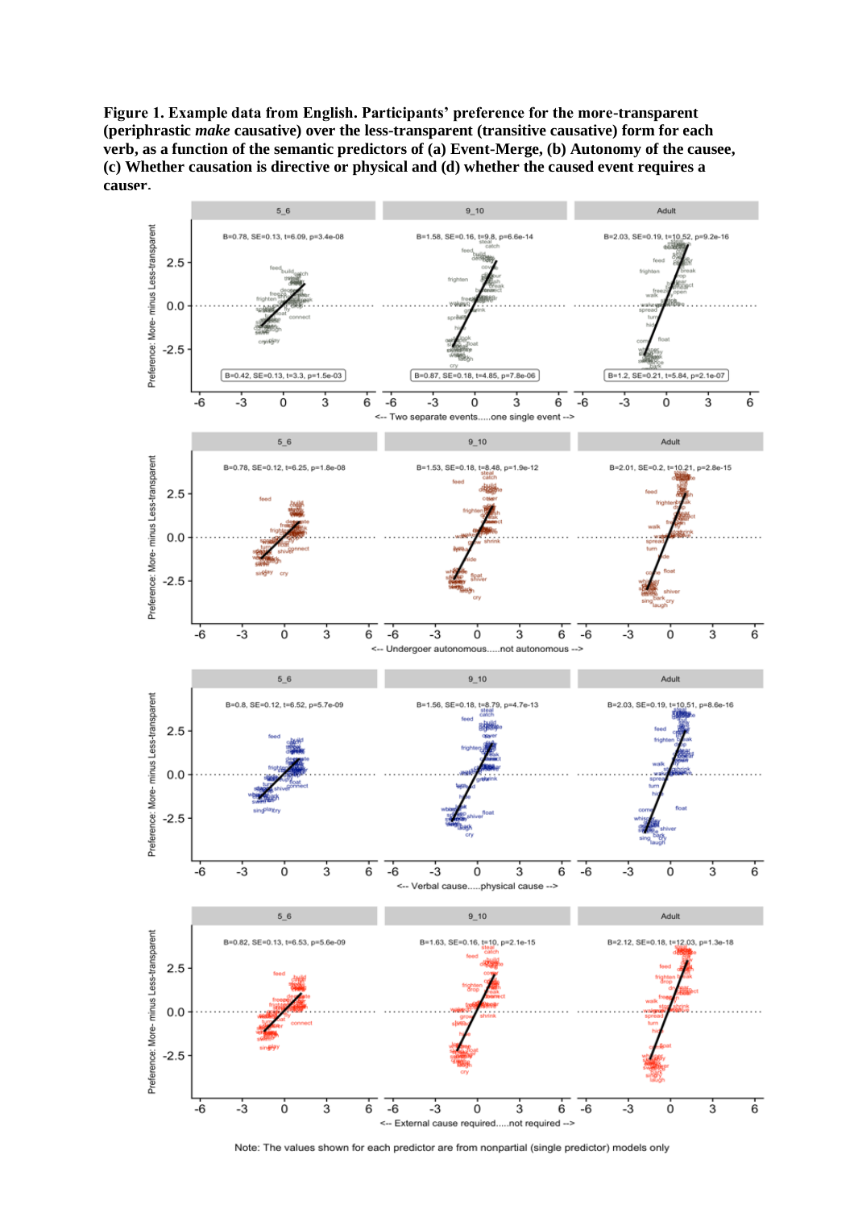**Figure 1. Example data from English. Participants' preference for the more-transparent (periphrastic *make* causative) over the less-transparent (transitive causative) form for each verb, as a function of the semantic predictors of (a) Event-Merge, (b) Autonomy of the causee, (c) Whether causation is directive or physical and (d) whether the caused event requires a causer.**

5_6

B=0.78, SE=0.13, t=6.09, p=3.4e-08

B=0.42, SE=0.13, t=3.3, p=1.5e-03

9_10

B=1.58, SE=0.16, t=9.8, p=6.6e-14

B=0.87, SE=0.18, t=4.85, p=7.8e-06

Adult

B=2.03, SE=0.19, t=10.52, p=9.2e-16

B=1.2, SE=0.21, t=5.84, p=2.1e-07

<-- Two separate events.....one single event -->

5_6

B=0.78, SE=0.12, t=6.25, p=1.8e-08

9_10

B=1.53, SE=0.18, t=8.48, p=1.9e-12

Adult

B=2.01, SE=0.2, t=10.21, p=2.8e-15

<-- Undergoer autonomous.....not autonomous -->

5_6

B=0.8, SE=0.12, t=6.52, p=5.7e-09

9_10

B=1.56, SE=0.18, t=8.79, p=4.7e-13

Adult

B=2.03, SE=0.19, t=10.51, p=8.6e-16

<-- Verbal cause.....physical cause -->

5_6

B=0.82, SE=0.13, t=6.53, p=5.6e-09

9_10

B=1.63, SE=0.16, t=10, p=2.1e-15

Adult

B=2.12, SE=0.18, t=12.03, p=1.3e-18

<-- External cause required.....not required -->

Preference: More- minus Less-transparent

Note: The values shown for each predictor are from nonpartial (single predictor) models only